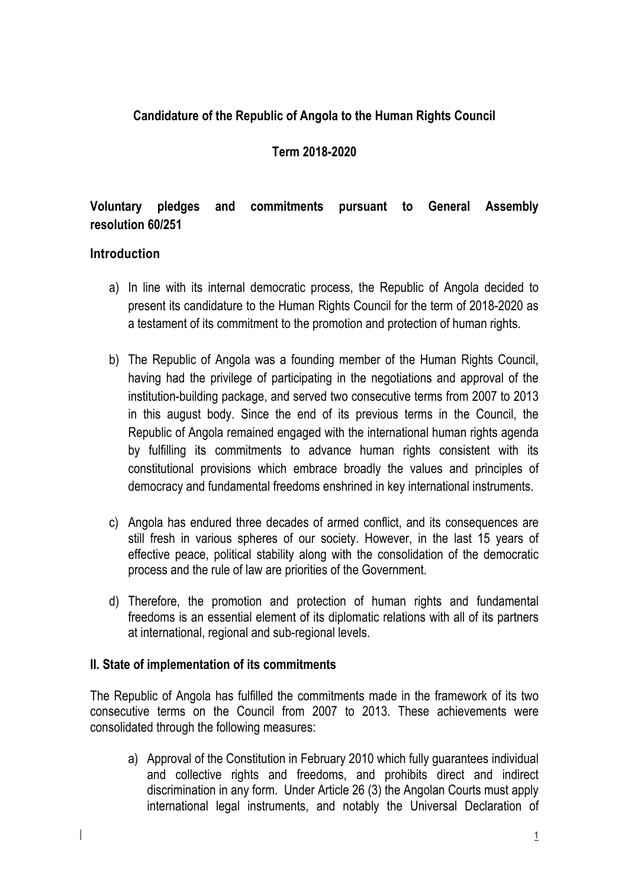# Candidature of the Republic of Angola to the Human Rights Council

## Term 2018-2020

## Voluntary pledges and commitments pursuant to General Assembly resolution 60/251

## Introduction

a) In line with its internal democratic process, the Republic of Angola decided to present its candidature to the Human Rights Council for the term of 2018-2020 as a testament of its commitment to the promotion and protection of human rights.

b) The Republic of Angola was a founding member of the Human Rights Council, having had the privilege of participating in the negotiations and approval of the institution-building package, and served two consecutive terms from 2007 to 2013 in this august body. Since the end of its previous terms in the Council, the Republic of Angola remained engaged with the international human rights agenda by fulfilling its commitments to advance human rights consistent with its constitutional provisions which embrace broadly the values and principles of democracy and fundamental freedoms enshrined in key international instruments.

c) Angola has endured three decades of armed conflict, and its consequences are still fresh in various spheres of our society. However, in the last 15 years of effective peace, political stability along with the consolidation of the democratic process and the rule of law are priorities of the Government.

d) Therefore, the promotion and protection of human rights and fundamental freedoms is an essential element of its diplomatic relations with all of its partners at international, regional and sub-regional levels.

## II. State of implementation of its commitments

The Republic of Angola has fulfilled the commitments made in the framework of its two consecutive terms on the Council from 2007 to 2013. These achievements were consolidated through the following measures:

a) Approval of the Constitution in February 2010 which fully guarantees individual and collective rights and freedoms, and prohibits direct and indirect discrimination in any form. Under Article 26 (3) the Angolan Courts must apply international legal instruments, and notably the Universal Declaration of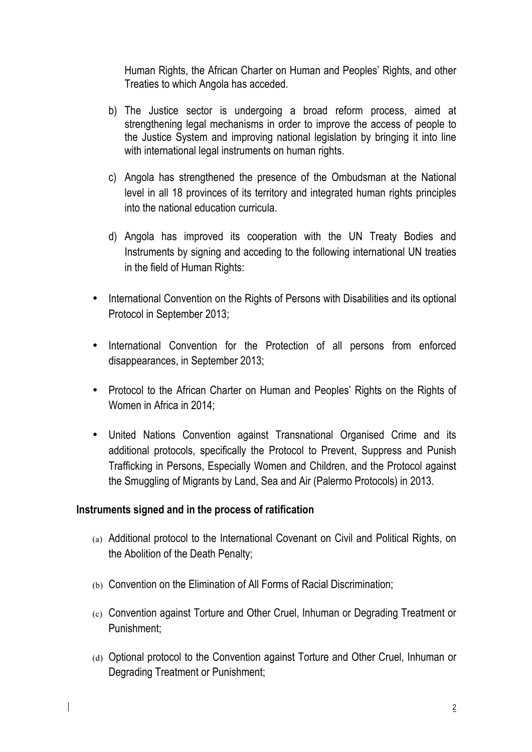Human Rights, the African Charter on Human and Peoples' Rights, and other Treaties to which Angola has acceded.

b) The Justice sector is undergoing a broad reform process, aimed at strengthening legal mechanisms in order to improve the access of people to the Justice System and improving national legislation by bringing it into line with international legal instruments on human rights.

c) Angola has strengthened the presence of the Ombudsman at the National level in all 18 provinces of its territory and integrated human rights principles into the national education curricula.

d) Angola has improved its cooperation with the UN Treaty Bodies and Instruments by signing and acceding to the following international UN treaties in the field of Human Rights:

- International Convention on the Rights of Persons with Disabilities and its optional Protocol in September 2013;
- International Convention for the Protection of all persons from enforced disappearances, in September 2013;
- Protocol to the African Charter on Human and Peoples' Rights on the Rights of Women in Africa in 2014;
- United Nations Convention against Transnational Organised Crime and its additional protocols, specifically the Protocol to Prevent, Suppress and Punish Trafficking in Persons, Especially Women and Children, and the Protocol against the Smuggling of Migrants by Land, Sea and Air (Palermo Protocols) in 2013.

**Instruments signed and in the process of ratification**

(a) Additional protocol to the International Covenant on Civil and Political Rights, on the Abolition of the Death Penalty;

(b) Convention on the Elimination of All Forms of Racial Discrimination;

(c) Convention against Torture and Other Cruel, Inhuman or Degrading Treatment or Punishment;

(d) Optional protocol to the Convention against Torture and Other Cruel, Inhuman or Degrading Treatment or Punishment;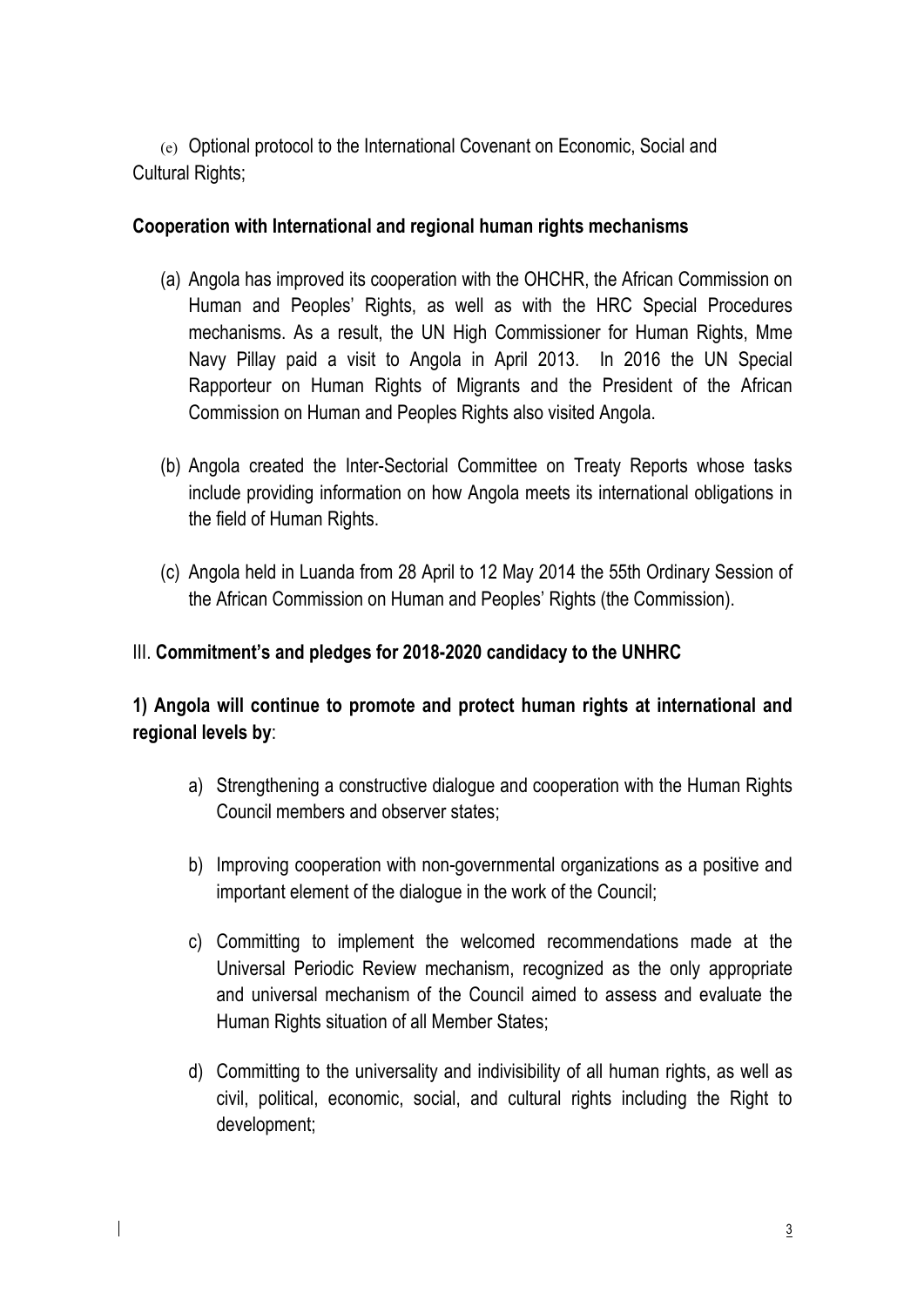(e) Optional protocol to the International Covenant on Economic, Social and Cultural Rights;

**Cooperation with International and regional human rights mechanisms**

(a) Angola has improved its cooperation with the OHCHR, the African Commission on Human and Peoples' Rights, as well as with the HRC Special Procedures mechanisms. As a result, the UN High Commissioner for Human Rights, Mme Navy Pillay paid a visit to Angola in April 2013. In 2016 the UN Special Rapporteur on Human Rights of Migrants and the President of the African Commission on Human and Peoples Rights also visited Angola.

(b) Angola created the Inter-Sectorial Committee on Treaty Reports whose tasks include providing information on how Angola meets its international obligations in the field of Human Rights.

(c) Angola held in Luanda from 28 April to 12 May 2014 the 55th Ordinary Session of the African Commission on Human and Peoples' Rights (the Commission).

III. **Commitment's and pledges for 2018-2020 candidacy to the UNHRC**

**1) Angola will continue to promote and protect human rights at international and regional levels by**:

a) Strengthening a constructive dialogue and cooperation with the Human Rights Council members and observer states;

b) Improving cooperation with non-governmental organizations as a positive and important element of the dialogue in the work of the Council;

c) Committing to implement the welcomed recommendations made at the Universal Periodic Review mechanism, recognized as the only appropriate and universal mechanism of the Council aimed to assess and evaluate the Human Rights situation of all Member States;

d) Committing to the universality and indivisibility of all human rights, as well as civil, political, economic, social, and cultural rights including the Right to development;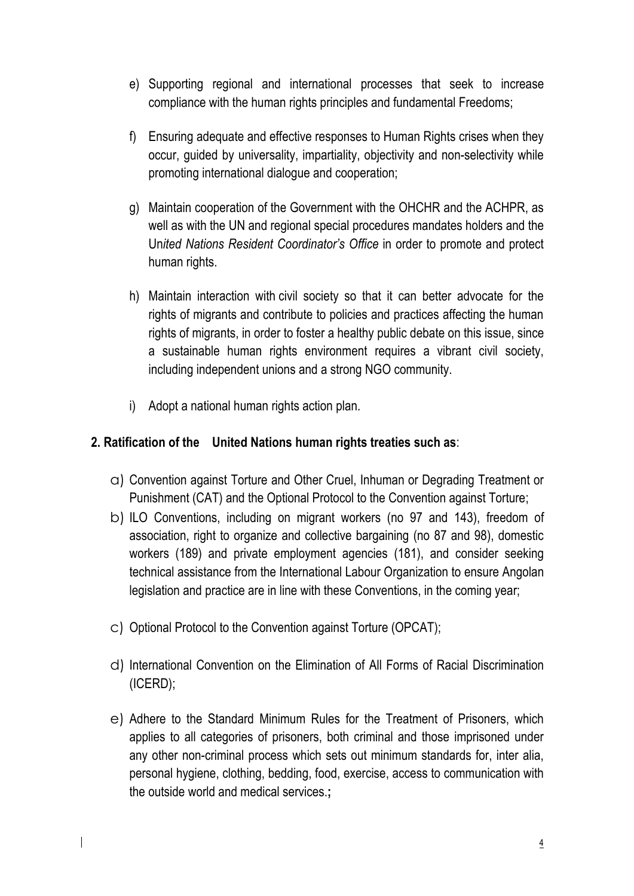e) Supporting regional and international processes that seek to increase compliance with the human rights principles and fundamental Freedoms;

f) Ensuring adequate and effective responses to Human Rights crises when they occur, guided by universality, impartiality, objectivity and non-selectivity while promoting international dialogue and cooperation;

g) Maintain cooperation of the Government with the OHCHR and the ACHPR, as well as with the UN and regional special procedures mandates holders and the Un*ited Nations Resident Coordinator's Office* in order to promote and protect human rights.

h) Maintain interaction with civil society so that it can better advocate for the rights of migrants and contribute to policies and practices affecting the human rights of migrants, in order to foster a healthy public debate on this issue, since a sustainable human rights environment requires a vibrant civil society, including independent unions and a strong NGO community.

i) Adopt a national human rights action plan.

**2. Ratification of the United Nations human rights treaties such as**:

a) Convention against Torture and Other Cruel, Inhuman or Degrading Treatment or Punishment (CAT) and the Optional Protocol to the Convention against Torture;

b) ILO Conventions, including on migrant workers (no 97 and 143), freedom of association, right to organize and collective bargaining (no 87 and 98), domestic workers (189) and private employment agencies (181), and consider seeking technical assistance from the International Labour Organization to ensure Angolan legislation and practice are in line with these Conventions, in the coming year;

c) Optional Protocol to the Convention against Torture (OPCAT);

d) International Convention on the Elimination of All Forms of Racial Discrimination (ICERD);

e) Adhere to the Standard Minimum Rules for the Treatment of Prisoners, which applies to all categories of prisoners, both criminal and those imprisoned under any other non-criminal process which sets out minimum standards for, inter alia, personal hygiene, clothing, bedding, food, exercise, access to communication with the outside world and medical services.**;**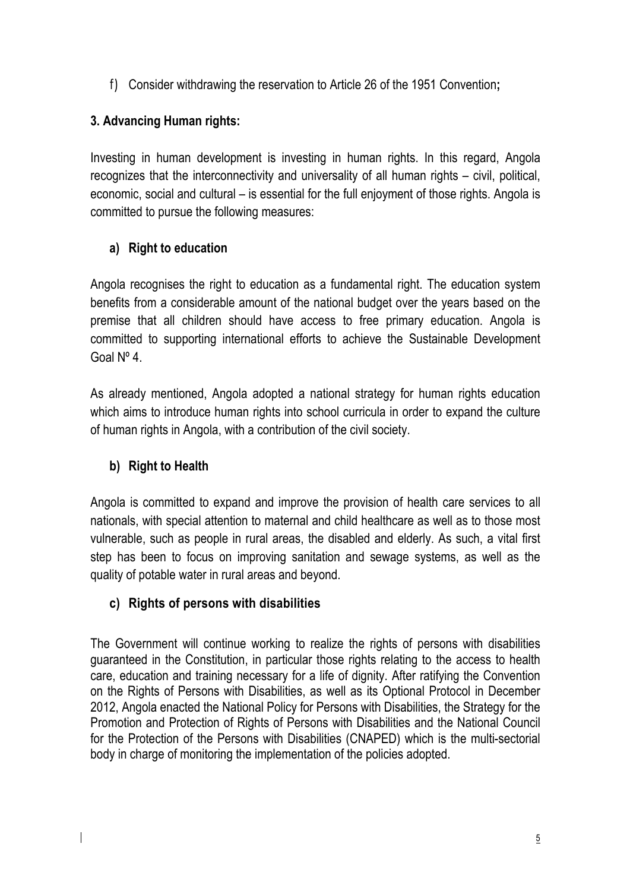f) Consider withdrawing the reservation to Article 26 of the 1951 Convention**;**

### 3. Advancing Human rights:

Investing in human development is investing in human rights. In this regard, Angola recognizes that the interconnectivity and universality of all human rights – civil, political, economic, social and cultural – is essential for the full enjoyment of those rights. Angola is committed to pursue the following measures:

#### a) Right to education

Angola recognises the right to education as a fundamental right. The education system benefits from a considerable amount of the national budget over the years based on the premise that all children should have access to free primary education. Angola is committed to supporting international efforts to achieve the Sustainable Development Goal Nº 4.

As already mentioned, Angola adopted a national strategy for human rights education which aims to introduce human rights into school curricula in order to expand the culture of human rights in Angola, with a contribution of the civil society.

#### b) Right to Health

Angola is committed to expand and improve the provision of health care services to all nationals, with special attention to maternal and child healthcare as well as to those most vulnerable, such as people in rural areas, the disabled and elderly. As such, a vital first step has been to focus on improving sanitation and sewage systems, as well as the quality of potable water in rural areas and beyond.

#### c) Rights of persons with disabilities

The Government will continue working to realize the rights of persons with disabilities guaranteed in the Constitution, in particular those rights relating to the access to health care, education and training necessary for a life of dignity. After ratifying the Convention on the Rights of Persons with Disabilities, as well as its Optional Protocol in December 2012, Angola enacted the National Policy for Persons with Disabilities, the Strategy for the Promotion and Protection of Rights of Persons with Disabilities and the National Council for the Protection of the Persons with Disabilities (CNAPED) which is the multi-sectorial body in charge of monitoring the implementation of the policies adopted.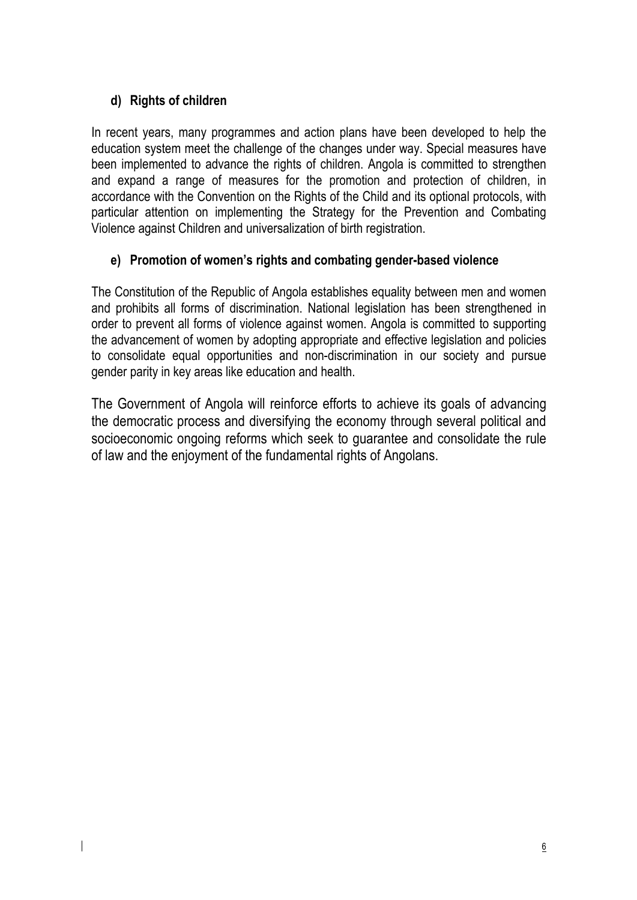#### d) Rights of children

In recent years, many programmes and action plans have been developed to help the education system meet the challenge of the changes under way. Special measures have been implemented to advance the rights of children. Angola is committed to strengthen and expand a range of measures for the promotion and protection of children, in accordance with the Convention on the Rights of the Child and its optional protocols, with particular attention on implementing the Strategy for the Prevention and Combating Violence against Children and universalization of birth registration.

#### e) Promotion of women's rights and combating gender-based violence

The Constitution of the Republic of Angola establishes equality between men and women and prohibits all forms of discrimination. National legislation has been strengthened in order to prevent all forms of violence against women. Angola is committed to supporting the advancement of women by adopting appropriate and effective legislation and policies to consolidate equal opportunities and non-discrimination in our society and pursue gender parity in key areas like education and health.

The Government of Angola will reinforce efforts to achieve its goals of advancing the democratic process and diversifying the economy through several political and socioeconomic ongoing reforms which seek to guarantee and consolidate the rule of law and the enjoyment of the fundamental rights of Angolans.